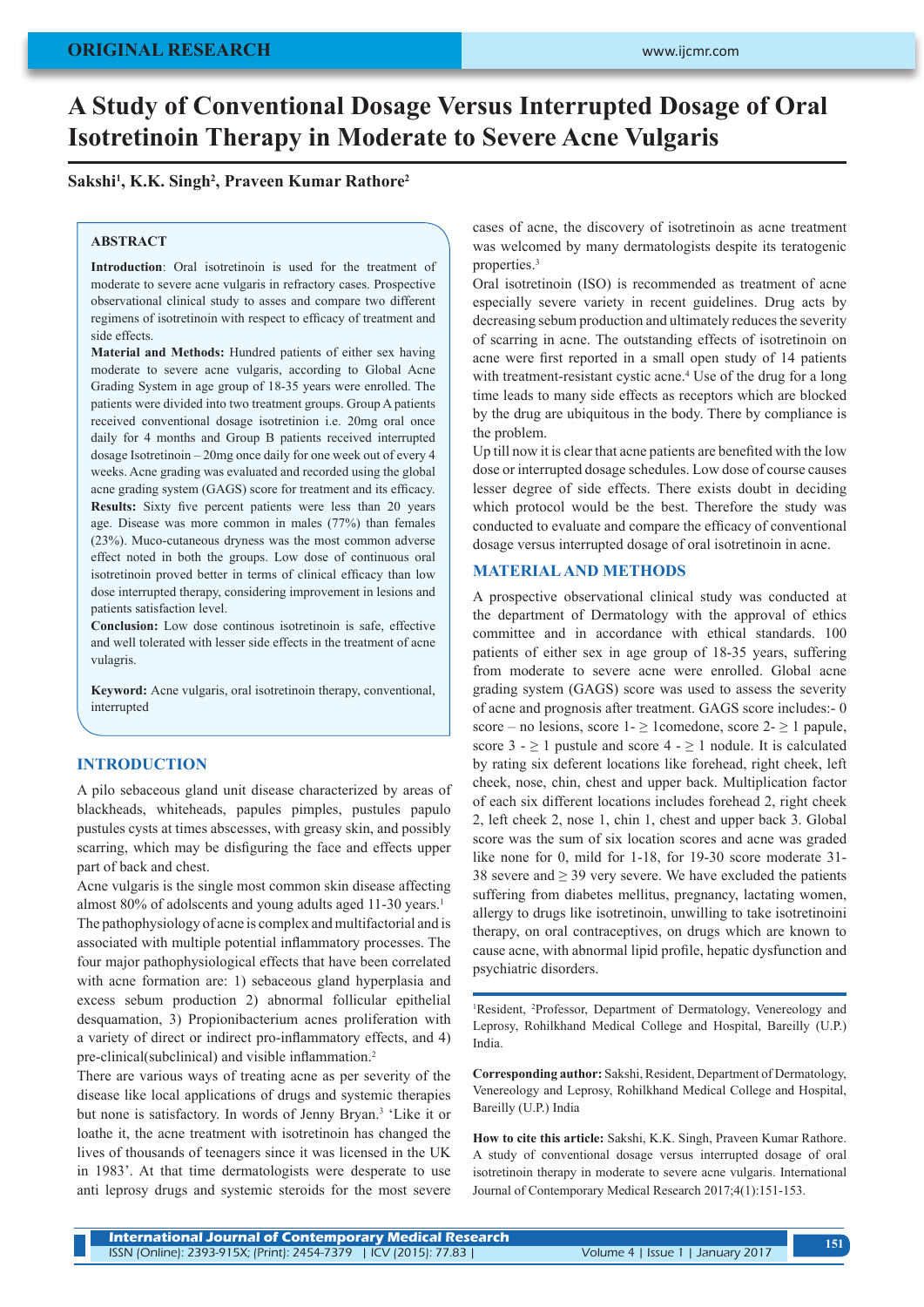ORIGINAL RESEARCH

# A Study of Conventional Dosage Versus Interrupted Dosage of Oral Isotretinoin Therapy in Moderate to Severe Acne Vulgaris

**Sakshi[1], K.K. Singh[2], Praveen Kumar Rathore[2]**

## ABSTRACT

**Introduction**: Oral isotretinoin is used for the treatment of moderate to severe acne vulgaris in refractory cases. Prospective observational clinical study to asses and compare two different regimens of isotretinoin with respect to efficacy of treatment and side effects.

**Material and Methods:** Hundred patients of either sex having moderate to severe acne vulgaris, according to Global Acne Grading System in age group of 18-35 years were enrolled. The patients were divided into two treatment groups. Group A patients received conventional dosage isotretinoin i.e. 20mg oral once daily for 4 months and Group B patients received interrupted dosage Isotretinoin – 20mg once daily for one week out of every 4 weeks. Acne grading was evaluated and recorded using the global acne grading system (GAGS) score for treatment and its efficacy.

**Results:** Sixty five percent patients were less than 20 years age. Disease was more common in males (77%) than females (23%). Muco-cutaneous dryness was the most common adverse effect noted in both the groups. Low dose of continuous oral isotretinoin proved better in terms of clinical efficacy than low dose interrupted therapy, considering improvement in lesions and patients satisfaction level.

**Conclusion:** Low dose continous isotretinoin is safe, effective and well tolerated with lesser side effects in the treatment of acne vulagris.

**Keyword:** Acne vulgaris, oral isotretinoin therapy, conventional, interrupted

## INTRODUCTION

A pilo sebaceous gland unit disease characterized by areas of blackheads, whiteheads, papules pimples, pustules papulo pustules cysts at times abscesses, with greasy skin, and possibly scarring, which may be disfiguring the face and effects upper part of back and chest.

Acne vulgaris is the single most common skin disease affecting almost 80% of adolscents and young adults aged 11-30 years.[1] The pathophysiology of acne is complex and multifactorial and is associated with multiple potential inflammatory processes. The four major pathophysiological effects that have been correlated with acne formation are: 1) sebaceous gland hyperplasia and excess sebum production 2) abnormal follicular epithelial desquamation, 3) Propionibacterium acnes proliferation with a variety of direct or indirect pro-inflammatory effects, and 4) pre-clinical(subclinical) and visible inflammation.[2]

There are various ways of treating acne as per severity of the disease like local applications of drugs and systemic therapies but none is satisfactory. In words of Jenny Bryan.[3] 'Like it or loathe it, the acne treatment with isotretinoin has changed the lives of thousands of teenagers since it was licensed in the UK in 1983'. At that time dermatologists were desperate to use anti leprosy drugs and systemic steroids for the most severe cases of acne, the discovery of isotretinoin as acne treatment was welcomed by many dermatologists despite its teratogenic properties.[3]

Oral isotretinoin (ISO) is recommended as treatment of acne especially severe variety in recent guidelines. Drug acts by decreasing sebum production and ultimately reduces the severity of scarring in acne. The outstanding effects of isotretinoin on acne were first reported in a small open study of 14 patients with treatment-resistant cystic acne.[4] Use of the drug for a long time leads to many side effects as receptors which are blocked by the drug are ubiquitous in the body. There by compliance is the problem.

Up till now it is clear that acne patients are benefited with the low dose or interrupted dosage schedules. Low dose of course causes lesser degree of side effects. There exists doubt in deciding which protocol would be the best. Therefore the study was conducted to evaluate and compare the efficacy of conventional dosage versus interrupted dosage of oral isotretinoin in acne.

## MATERIAL AND METHODS

A prospective observational clinical study was conducted at the department of Dermatology with the approval of ethics committee and in accordance with ethical standards. 100 patients of either sex in age group of 18-35 years, suffering from moderate to severe acne were enrolled. Global acne grading system (GAGS) score was used to assess the severity of acne and prognosis after treatment. GAGS score includes:- 0 score – no lesions, score 1- ≥ 1comedone, score 2- ≥ 1 papule, score 3 - ≥ 1 pustule and score 4 - ≥ 1 nodule. It is calculated by rating six deferent locations like forehead, right cheek, left cheek, nose, chin, chest and upper back. Multiplication factor of each six different locations includes forehead 2, right cheek 2, left cheek 2, nose 1, chin 1, chest and upper back 3. Global score was the sum of six location scores and acne was graded like none for 0, mild for 1-18, for 19-30 score moderate 31-38 severe and ≥ 39 very severe. We have excluded the patients suffering from diabetes mellitus, pregnancy, lactating women, allergy to drugs like isotretinoin, unwilling to take isotretinoini therapy, on oral contraceptives, on drugs which are known to cause acne, with abnormal lipid profile, hepatic dysfunction and psychiatric disorders.

---

[1]Resident, [2]Professor, Department of Dermatology, Venereology and Leprosy, Rohilkhand Medical College and Hospital, Bareilly (U.P.) India.

**Corresponding author:** Sakshi, Resident, Department of Dermatology, Venereology and Leprosy, Rohilkhand Medical College and Hospital, Bareilly (U.P.) India

**How to cite this article:** Sakshi, K.K. Singh, Praveen Kumar Rathore. A study of conventional dosage versus interrupted dosage of oral isotretinoin therapy in moderate to severe acne vulgaris. International Journal of Contemporary Medical Research 2017;4(1):151-153.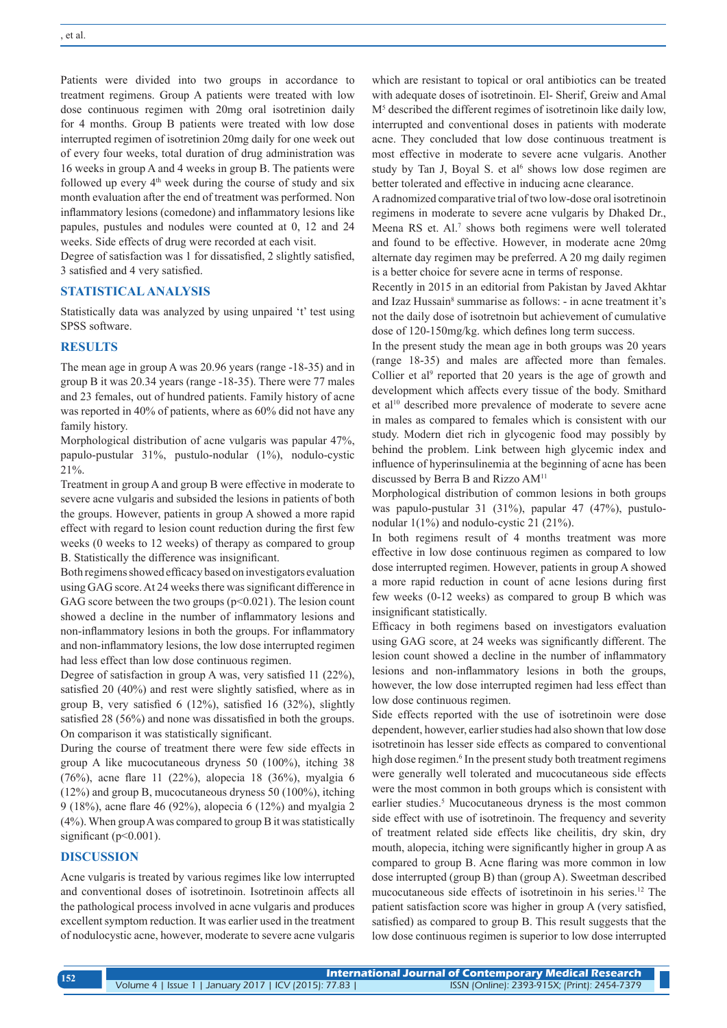Patients were divided into two groups in accordance to treatment regimens. Group A patients were treated with low dose continuous regimen with 20mg oral isotretinion daily for 4 months. Group B patients were treated with low dose interrupted regimen of isotretinion 20mg daily for one week out of every four weeks, total duration of drug administration was 16 weeks in group A and 4 weeks in group B. The patients were followed up every 4th week during the course of study and six month evaluation after the end of treatment was performed. Non inflammatory lesions (comedone) and inflammatory lesions like papules, pustules and nodules were counted at 0, 12 and 24 weeks. Side effects of drug were recorded at each visit.

Degree of satisfaction was 1 for dissatisfied, 2 slightly satisfied, 3 satisfied and 4 very satisfied.

## STATISTICAL ANALYSIS

Statistically data was analyzed by using unpaired 't' test using SPSS software.

## RESULTS

The mean age in group A was 20.96 years (range -18-35) and in group B it was 20.34 years (range -18-35). There were 77 males and 23 females, out of hundred patients. Family history of acne was reported in 40% of patients, where as 60% did not have any family history.

Morphological distribution of acne vulgaris was papular 47%, papulo-pustular 31%, pustulo-nodular (1%), nodulo-cystic 21%.

Treatment in group A and group B were effective in moderate to severe acne vulgaris and subsided the lesions in patients of both the groups. However, patients in group A showed a more rapid effect with regard to lesion count reduction during the first few weeks (0 weeks to 12 weeks) of therapy as compared to group B. Statistically the difference was insignificant.

Both regimens showed efficacy based on investigators evaluation using GAG score. At 24 weeks there was significant difference in GAG score between the two groups ($p<0.021$). The lesion count showed a decline in the number of inflammatory lesions and non-inflammatory lesions in both the groups. For inflammatory and non-inflammatory lesions, the low dose interrupted regimen had less effect than low dose continuous regimen.

Degree of satisfaction in group A was, very satisfied 11 (22%), satisfied 20 (40%) and rest were slightly satisfied, where as in group B, very satisfied 6 (12%), satisfied 16 (32%), slightly satisfied 28 (56%) and none was dissatisfied in both the groups. On comparison it was statistically significant.

During the course of treatment there were few side effects in group A like mucocutaneous dryness 50 (100%), itching 38 (76%), acne flare 11 (22%), alopecia 18 (36%), myalgia 6 (12%) and group B, mucocutaneous dryness 50 (100%), itching 9 (18%), acne flare 46 (92%), alopecia 6 (12%) and myalgia 2 (4%). When group A was compared to group B it was statistically significant ($p<0.001$).

## DISCUSSION

Acne vulgaris is treated by various regimes like low interrupted and conventional doses of isotretinoin. Isotretinoin affects all the pathological process involved in acne vulgaris and produces excellent symptom reduction. It was earlier used in the treatment of nodulocystic acne, however, moderate to severe acne vulgaris which are resistant to topical or oral antibiotics can be treated with adequate doses of isotretinoin. El- Sherif, Greiw and Amal M[5] described the different regimes of isotretinoin like daily low, interrupted and conventional doses in patients with moderate acne. They concluded that low dose continuous treatment is most effective in moderate to severe acne vulgaris. Another study by Tan J, Boyal S. et al[6] shows low dose regimen are better tolerated and effective in inducing acne clearance.

A radnomized comparative trial of two low-dose oral isotretinoin regimens in moderate to severe acne vulgaris by Dhaked Dr., Meena RS et. Al.[7] shows both regimens were well tolerated and found to be effective. However, in moderate acne 20mg alternate day regimen may be preferred. A 20 mg daily regimen is a better choice for severe acne in terms of response.

Recently in 2015 in an editorial from Pakistan by Javed Akhtar and Izaz Hussain[8] summarise as follows: - in acne treatment it's not the daily dose of isotretnoin but achievement of cumulative dose of 120-150mg/kg. which defines long term success.

In the present study the mean age in both groups was 20 years (range 18-35) and males are affected more than females. Collier et al[9] reported that 20 years is the age of growth and development which affects every tissue of the body. Smithard et al[10] described more prevalence of moderate to severe acne in males as compared to females which is consistent with our study. Modern diet rich in glycogenic food may possibly by behind the problem. Link between high glycemic index and influence of hyperinsulinemia at the beginning of acne has been discussed by Berra B and Rizzo AM[11]

Morphological distribution of common lesions in both groups was papulo-pustular 31 (31%), papular 47 (47%), pustulo-nodular 1(1%) and nodulo-cystic 21 (21%).

In both regimens result of 4 months treatment was more effective in low dose continuous regimen as compared to low dose interrupted regimen. However, patients in group A showed a more rapid reduction in count of acne lesions during first few weeks (0-12 weeks) as compared to group B which was insignificant statistically.

Efficacy in both regimens based on investigators evaluation using GAG score, at 24 weeks was significantly different. The lesion count showed a decline in the number of inflammatory lesions and non-inflammatory lesions in both the groups, however, the low dose interrupted regimen had less effect than low dose continuous regimen.

Side effects reported with the use of isotretinoin were dose dependent, however, earlier studies had also shown that low dose isotretinoin has lesser side effects as compared to conventional high dose regimen.[6] In the present study both treatment regimens were generally well tolerated and mucocutaneous side effects were the most common in both groups which is consistent with earlier studies.[5] Mucocutaneous dryness is the most common side effect with use of isotretinoin. The frequency and severity of treatment related side effects like cheilitis, dry skin, dry mouth, alopecia, itching were significantly higher in group A as compared to group B. Acne flaring was more common in low dose interrupted (group B) than (group A). Sweetman described mucocutaneous side effects of isotretinoin in his series.[12] The patient satisfaction score was higher in group A (very satisfied, satisfied) as compared to group B. This result suggests that the low dose continuous regimen is superior to low dose interrupted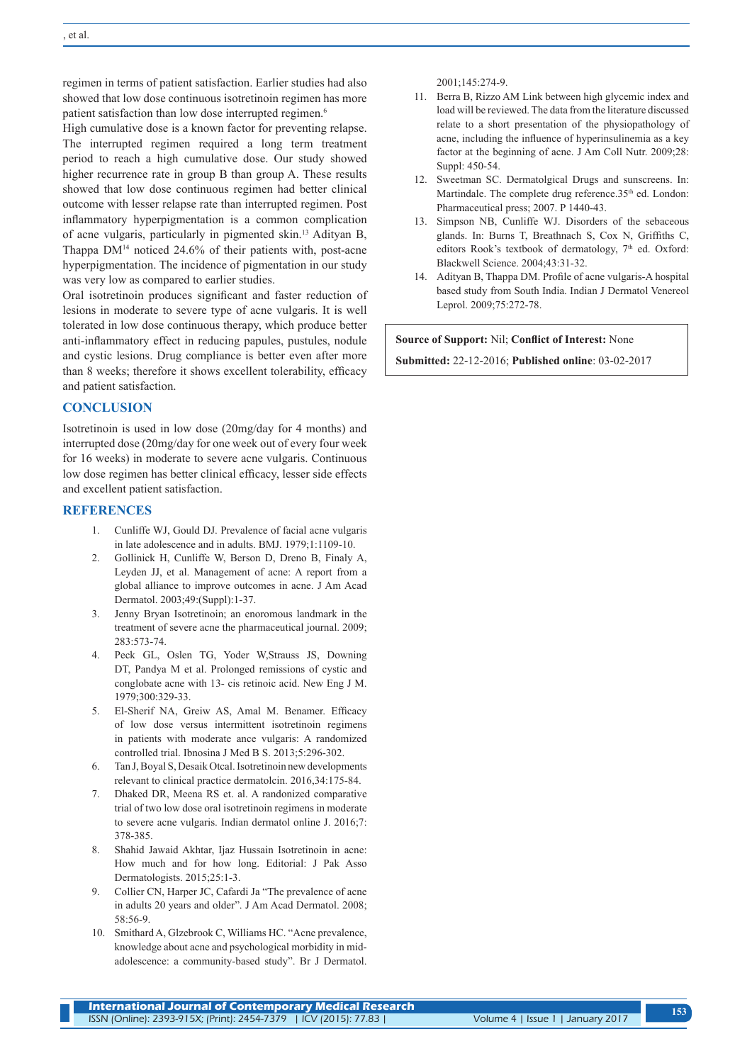regimen in terms of patient satisfaction. Earlier studies had also showed that low dose continuous isotretinoin regimen has more patient satisfaction than low dose interrupted regimen.[6]

High cumulative dose is a known factor for preventing relapse. The interrupted regimen required a long term treatment period to reach a high cumulative dose. Our study showed higher recurrence rate in group B than group A. These results showed that low dose continuous regimen had better clinical outcome with lesser relapse rate than interrupted regimen. Post inflammatory hyperpigmentation is a common complication of acne vulgaris, particularly in pigmented skin.[13] Adityan B, Thappa DM[14] noticed 24.6% of their patients with, post-acne hyperpigmentation. The incidence of pigmentation in our study was very low as compared to earlier studies.

Oral isotretinoin produces significant and faster reduction of lesions in moderate to severe type of acne vulgaris. It is well tolerated in low dose continuous therapy, which produce better anti-inflammatory effect in reducing papules, pustules, nodule and cystic lesions. Drug compliance is better even after more than 8 weeks; therefore it shows excellent tolerability, efficacy and patient satisfaction.

## CONCLUSION

Isotretinoin is used in low dose (20mg/day for 4 months) and interrupted dose (20mg/day for one week out of every four week for 16 weeks) in moderate to severe acne vulgaris. Continuous low dose regimen has better clinical efficacy, lesser side effects and excellent patient satisfaction.

## REFERENCES

1. Cunliffe WJ, Gould DJ. Prevalence of facial acne vulgaris in late adolescence and in adults. BMJ. 1979;1:1109-10.
2. Gollinick H, Cunliffe W, Berson D, Dreno B, Finaly A, Leyden JJ, et al. Management of acne: A report from a global alliance to improve outcomes in acne. J Am Acad Dermatol. 2003;49:(Suppl):1-37.
3. Jenny Bryan Isotretinoin; an enoromous landmark in the treatment of severe acne the pharmaceutical journal. 2009; 283:573-74.
4. Peck GL, Oslen TG, Yoder W,Strauss JS, Downing DT, Pandya M et al. Prolonged remissions of cystic and conglobate acne with 13- cis retinoic acid. New Eng J M. 1979;300:329-33.
5. El-Sherif NA, Greiw AS, Amal M. Benamer. Efficacy of low dose versus intermittent isotretinoin regimens in patients with moderate ance vulgaris: A randomized controlled trial. Ibnosina J Med B S. 2013;5:296-302.
6. Tan J, Boyal S, Desaik Otcal. Isotretinoin new developments relevant to clinical practice dermatolcin. 2016,34:175-84.
7. Dhaked DR, Meena RS et. al. A randonized comparative trial of two low dose oral isotretinoin regimens in moderate to severe acne vulgaris. Indian dermatol online J. 2016;7: 378-385.
8. Shahid Jawaid Akhtar, Ijaz Hussain Isotretinoin in acne: How much and for how long. Editorial: J Pak Asso Dermatologists. 2015;25:1-3.
9. Collier CN, Harper JC, Cafardi Ja "The prevalence of acne in adults 20 years and older". J Am Acad Dermatol. 2008; 58:56-9.
10. Smithard A, Glzebrook C, Williams HC. "Acne prevalence, knowledge about acne and psychological morbidity in mid-adolescence: a community-based study". Br J Dermatol. 2001;145:274-9.
11. Berra B, Rizzo AM Link between high glycemic index and load will be reviewed. The data from the literature discussed relate to a short presentation of the physiopathology of acne, including the influence of hyperinsulinemia as a key factor at the beginning of acne. J Am Coll Nutr. 2009;28: Suppl: 450-54.
12. Sweetman SC. Dermatolgical Drugs and sunscreens. In: Martindale. The complete drug reference.35th ed. London: Pharmaceutical press; 2007. P 1440-43.
13. Simpson NB, Cunliffe WJ. Disorders of the sebaceous glands. In: Burns T, Breathnach S, Cox N, Griffiths C, editors Rook's textbook of dermatology, 7th ed. Oxford: Blackwell Science. 2004;43:31-32.
14. Adityan B, Thappa DM. Profile of acne vulgaris-A hospital based study from South India. Indian J Dermatol Venereol Leprol. 2009;75:272-78.

**Source of Support:** Nil; **Conflict of Interest:** None

**Submitted:** 22-12-2016; **Published online**: 03-02-2017